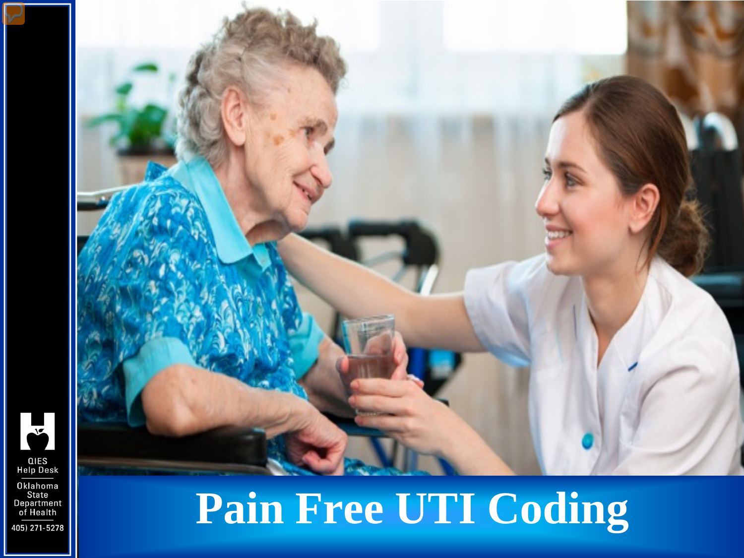# Pain Free UTI Coding

QIES Help Desk

Oklahoma State Department of Health

405) 271-5278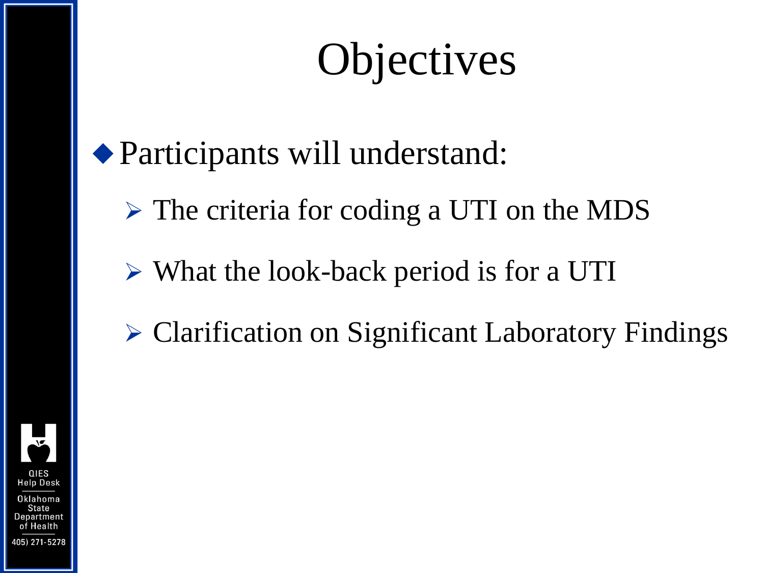# Objectives

- Participants will understand:
  - The criteria for coding a UTI on the MDS
  - What the look-back period is for a UTI
  - Clarification on Significant Laboratory Findings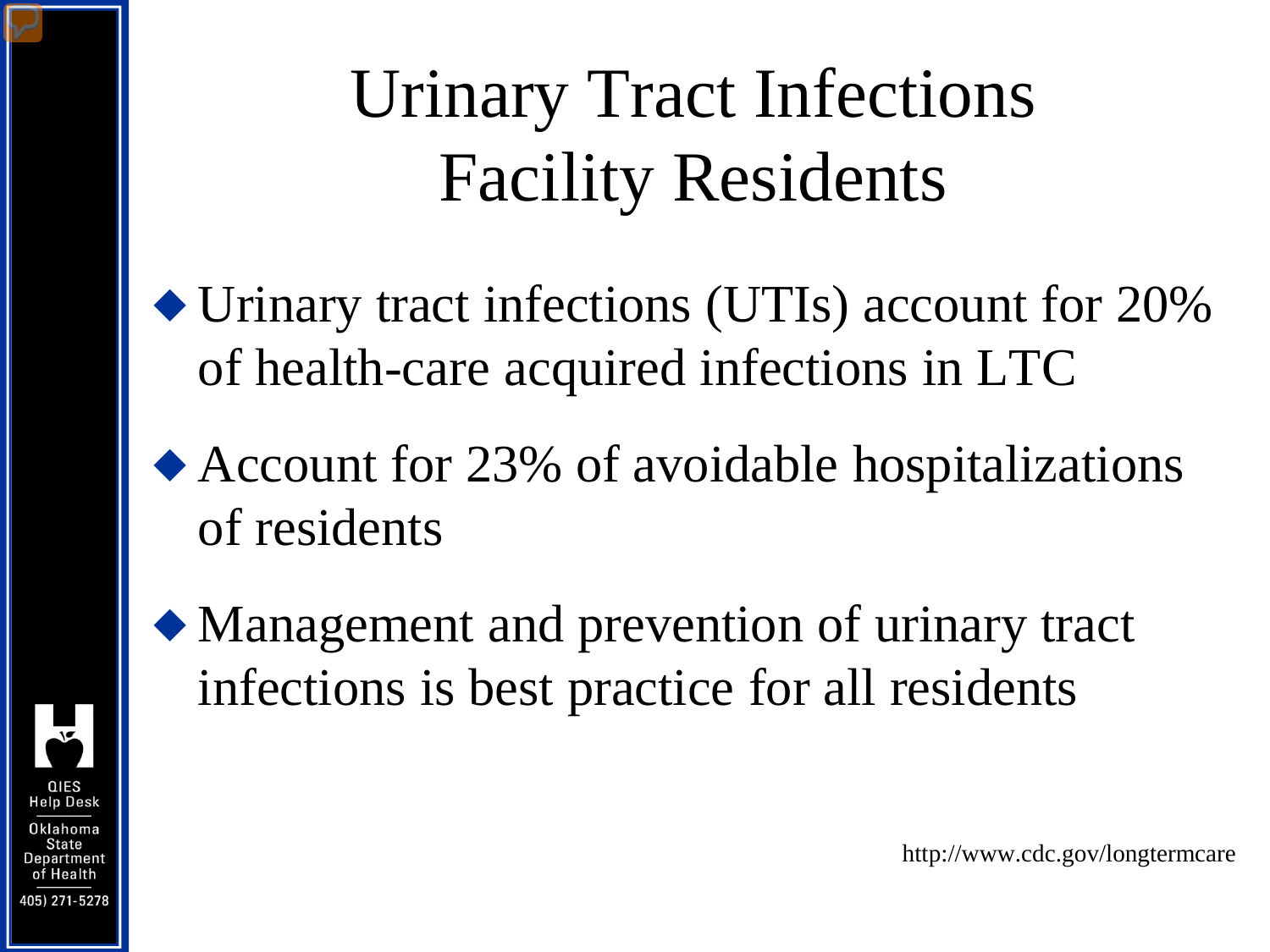# Urinary Tract Infections Facility Residents

- Urinary tract infections (UTIs) account for 20% of health-care acquired infections in LTC
- Account for 23% of avoidable hospitalizations of residents
- Management and prevention of urinary tract infections is best practice for all residents

http://www.cdc.gov/longtermcare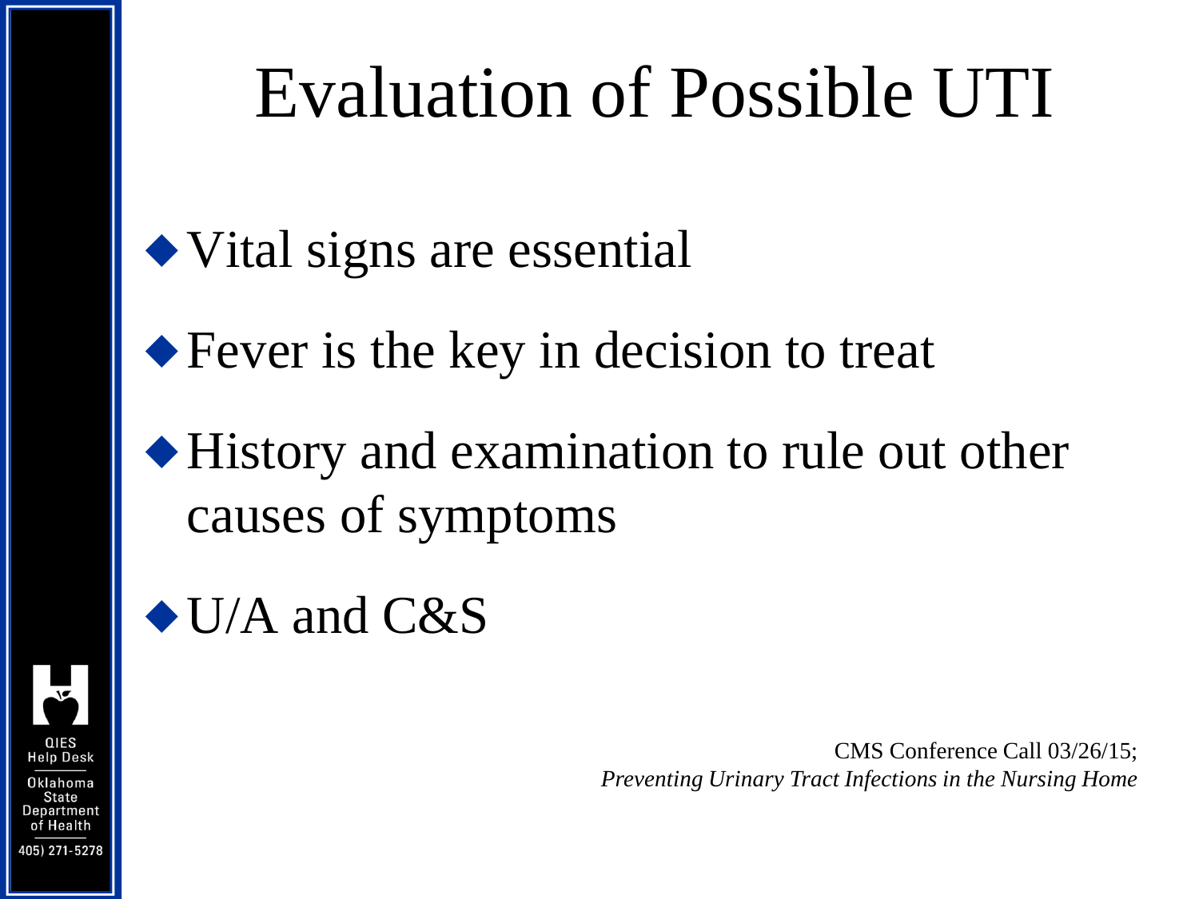# Evaluation of Possible UTI

- Vital signs are essential
- Fever is the key in decision to treat
- History and examination to rule out other causes of symptoms
- U/A and C&S

CMS Conference Call 03/26/15;
*Preventing Urinary Tract Infections in the Nursing Home*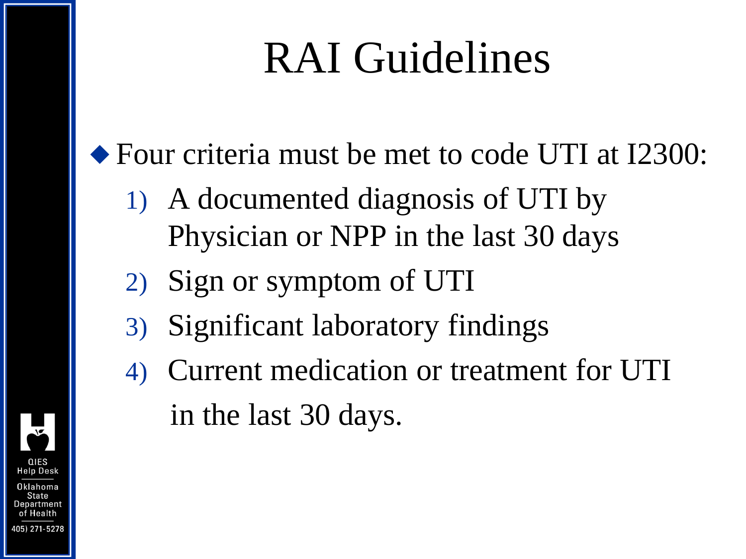# RAI Guidelines

- Four criteria must be met to code UTI at I2300:
  1) A documented diagnosis of UTI by Physician or NPP in the last 30 days
  2) Sign or symptom of UTI
  3) Significant laboratory findings
  4) Current medication or treatment for UTI in the last 30 days.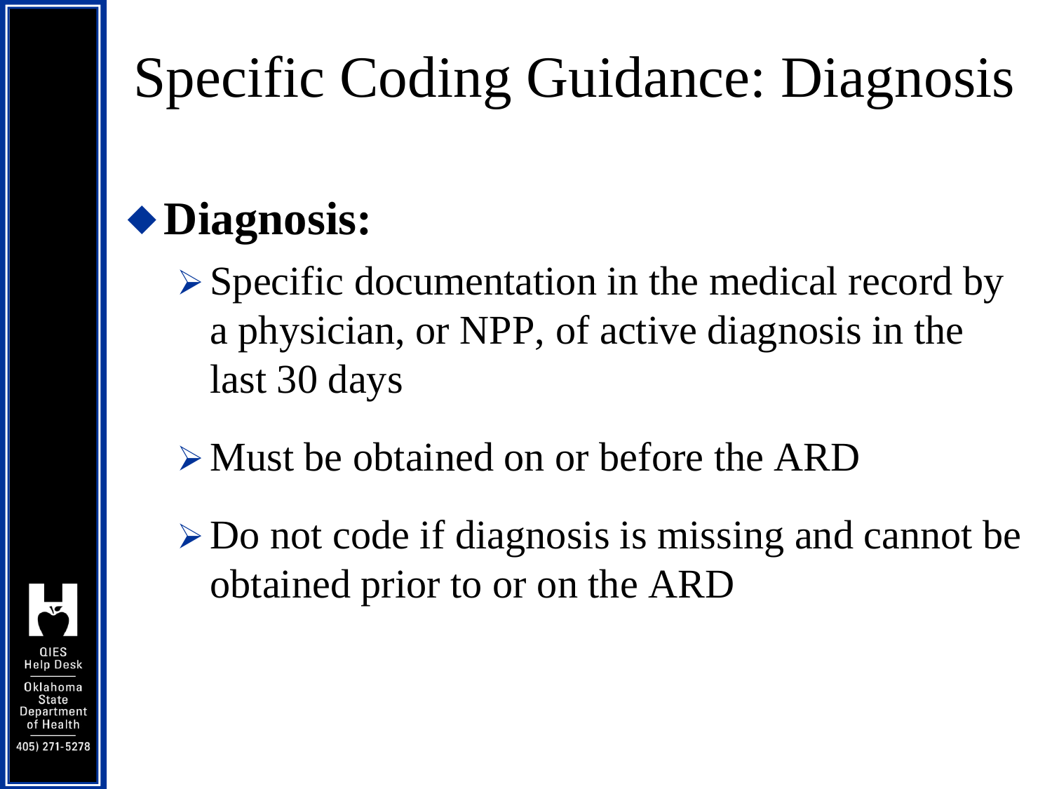# Specific Coding Guidance: Diagnosis

- **Diagnosis:**
  - Specific documentation in the medical record by a physician, or NPP, of active diagnosis in the last 30 days
  - Must be obtained on or before the ARD
  - Do not code if diagnosis is missing and cannot be obtained prior to or on the ARD

QIES Help Desk

Oklahoma State Department of Health

405) 271-5278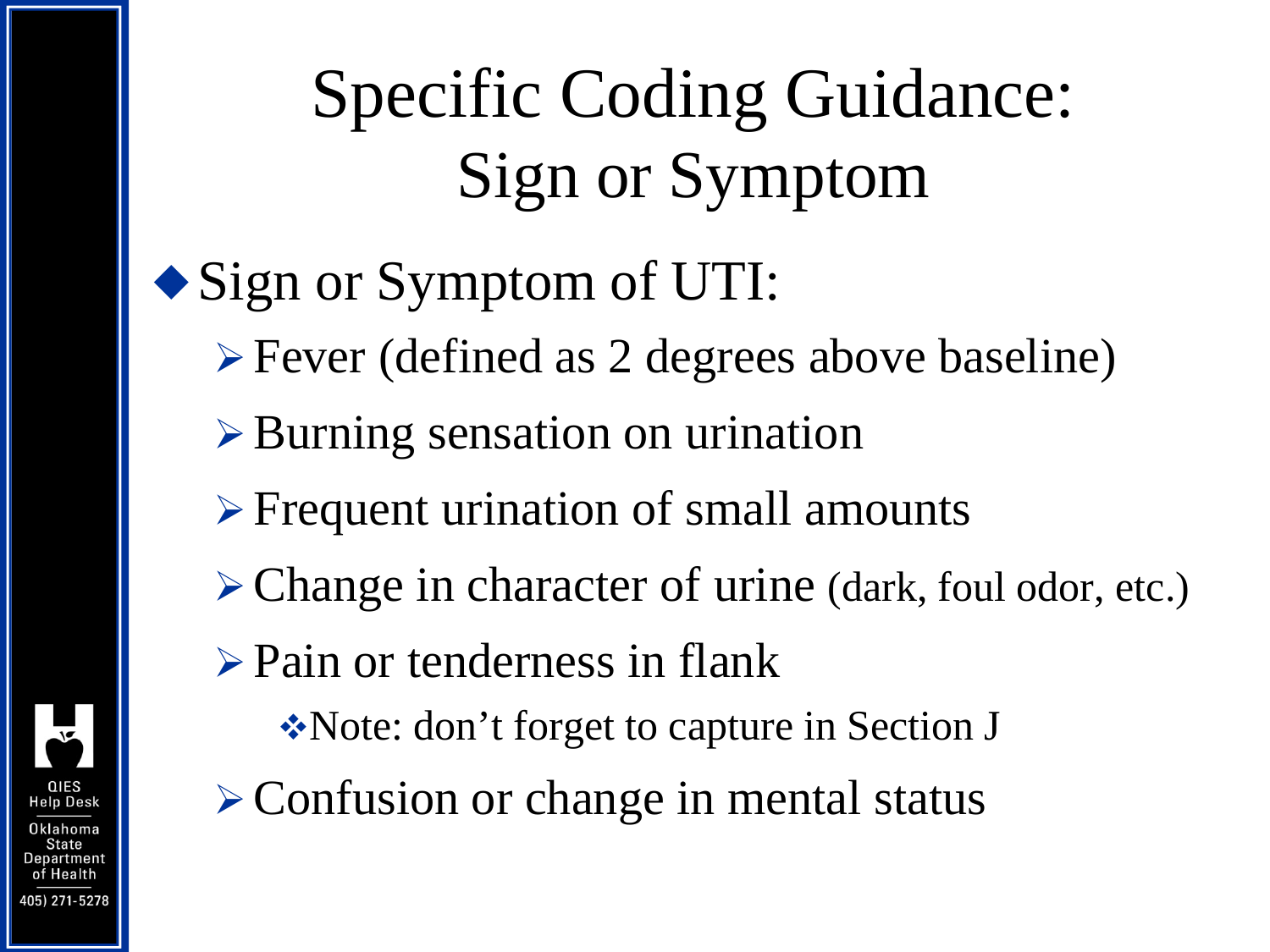# Specific Coding Guidance: Sign or Symptom

- Sign or Symptom of UTI:
  - Fever (defined as 2 degrees above baseline)
  - Burning sensation on urination
  - Frequent urination of small amounts
  - Change in character of urine (dark, foul odor, etc.)
  - Pain or tenderness in flank
    - Note: don't forget to capture in Section J
  - Confusion or change in mental status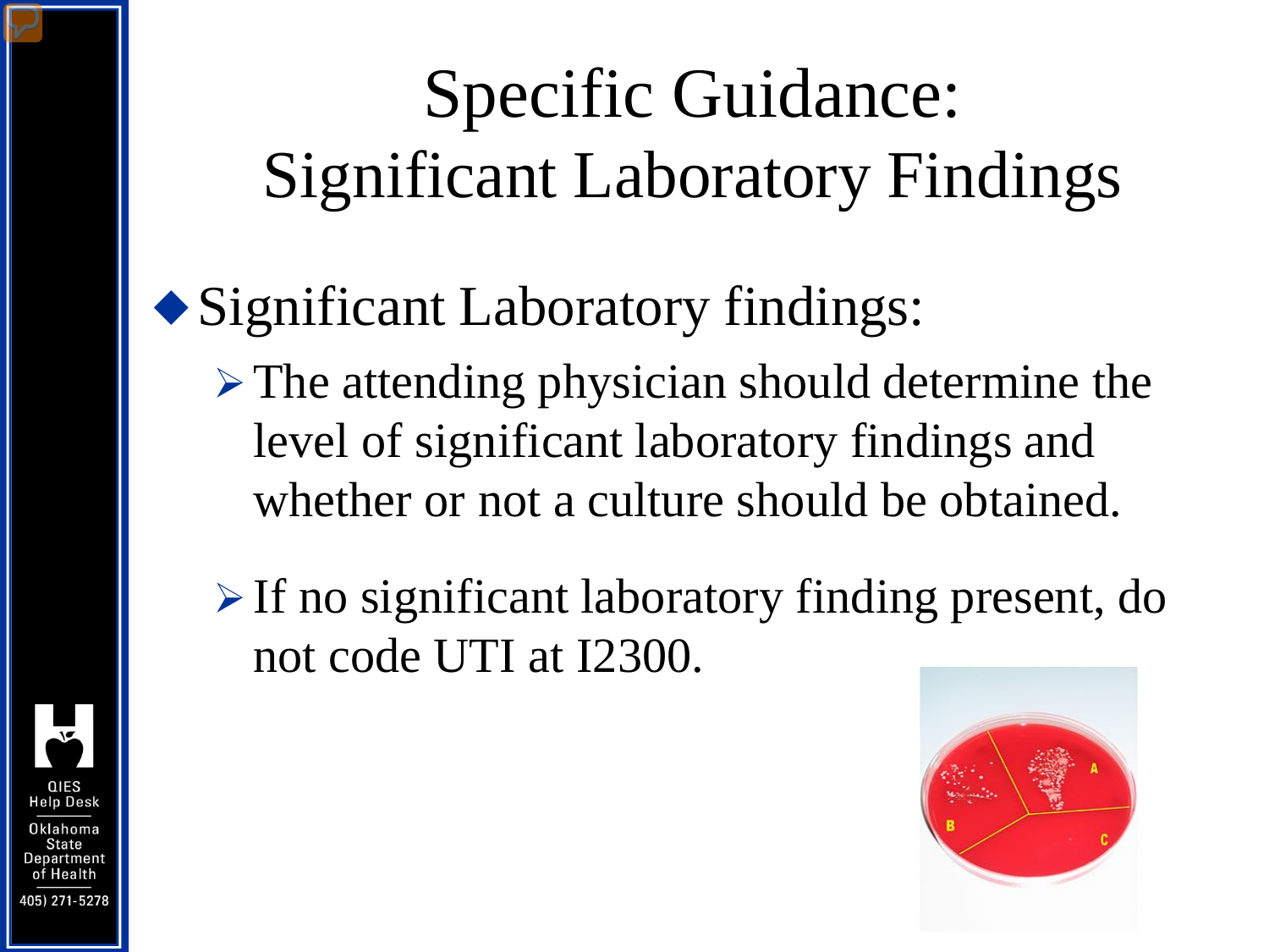# Specific Guidance: Significant Laboratory Findings

- Significant Laboratory findings:
  - The attending physician should determine the level of significant laboratory findings and whether or not a culture should be obtained.
  - If no significant laboratory finding present, do not code UTI at I2300.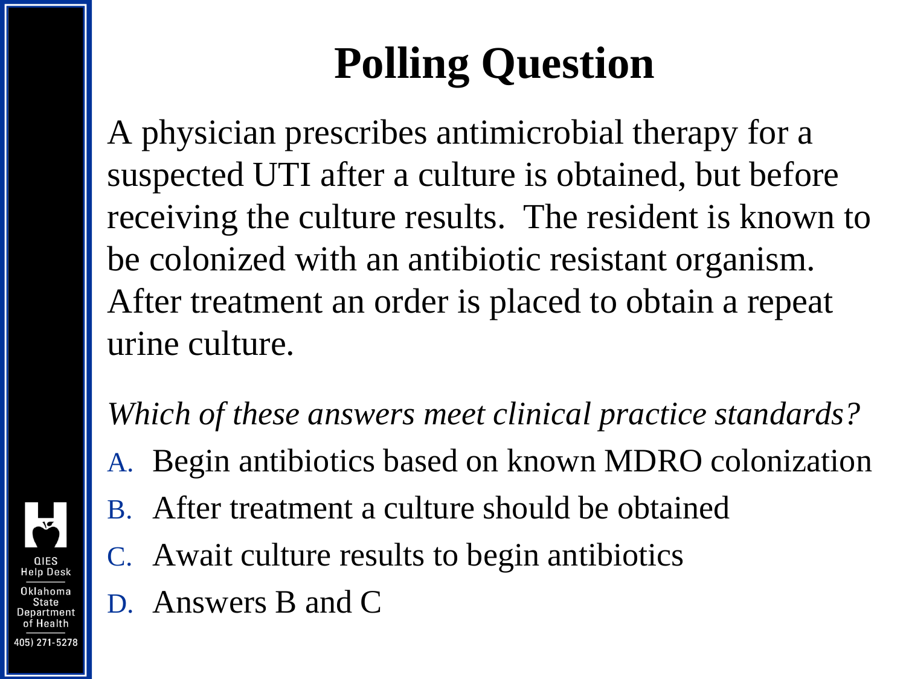# Polling Question

A physician prescribes antimicrobial therapy for a suspected UTI after a culture is obtained, but before receiving the culture results. The resident is known to be colonized with an antibiotic resistant organism. After treatment an order is placed to obtain a repeat urine culture.

*Which of these answers meet clinical practice standards?*

A. Begin antibiotics based on known MDRO colonization
B. After treatment a culture should be obtained
C. Await culture results to begin antibiotics
D. Answers B and C

QIES Help Desk
Oklahoma State Department of Health
405) 271-5278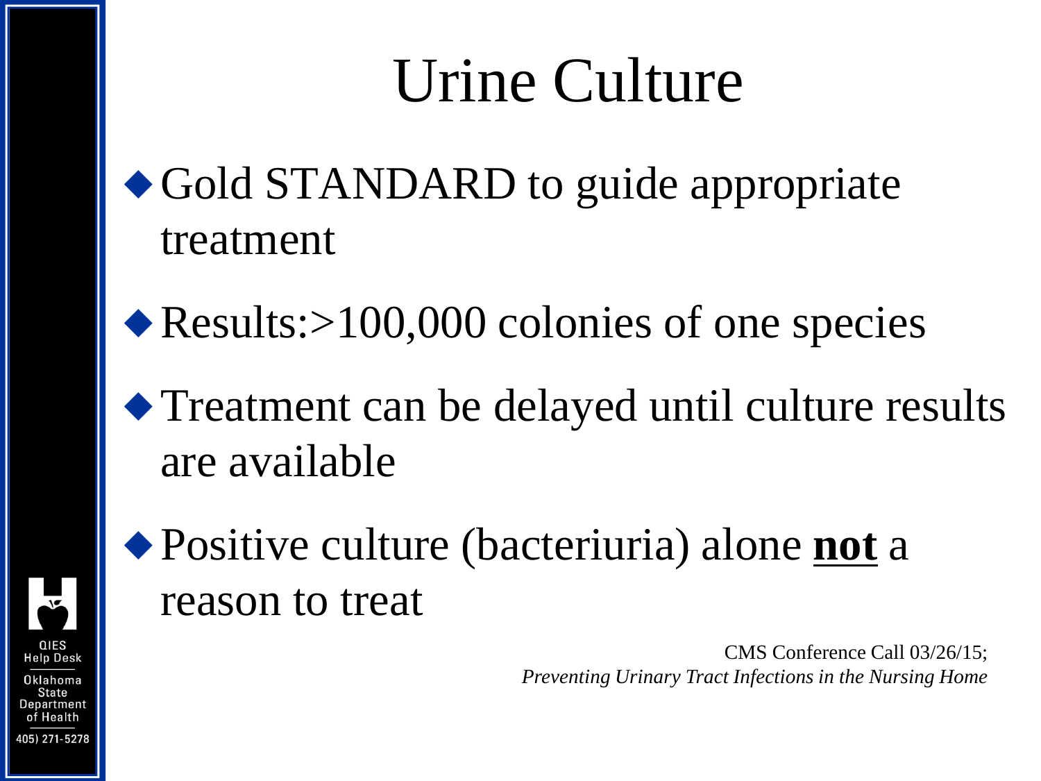# Urine Culture

- Gold STANDARD to guide appropriate treatment
- Results:>100,000 colonies of one species
- Treatment can be delayed until culture results are available
- Positive culture (bacteriuria) alone **<u>not</u>** a reason to treat

CMS Conference Call 03/26/15;
*Preventing Urinary Tract Infections in the Nursing Home*

QIES Help Desk
Oklahoma State Department of Health
405) 271-5278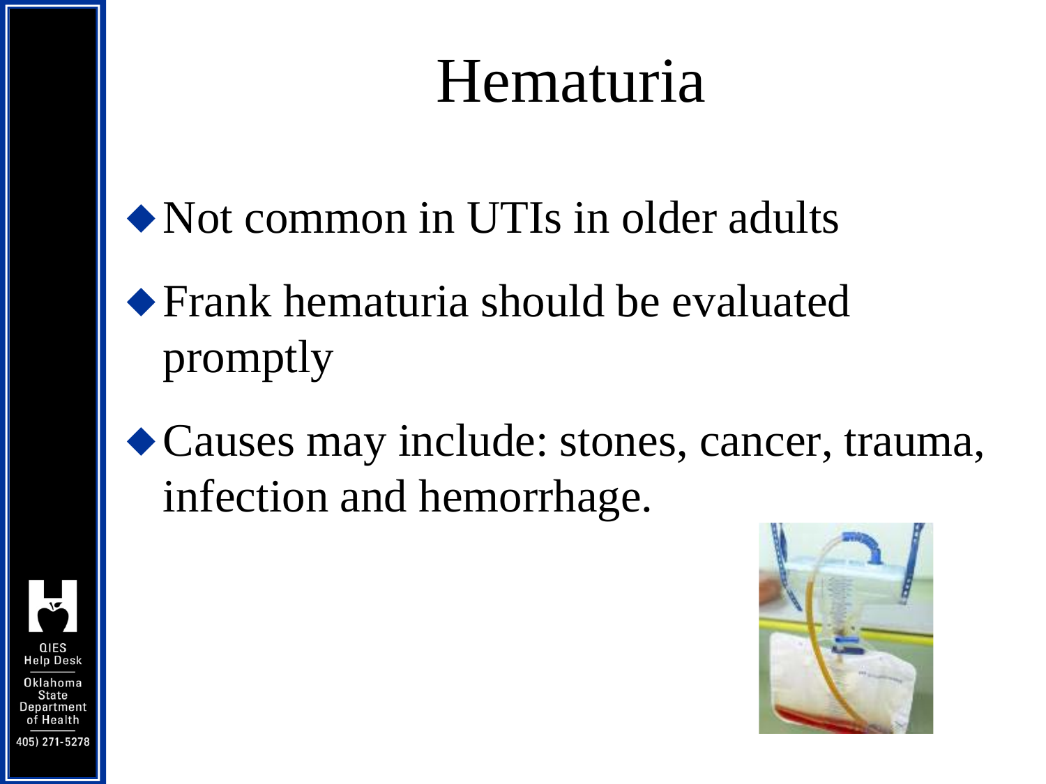# Hematuria

- Not common in UTIs in older adults
- Frank hematuria should be evaluated promptly
- Causes may include: stones, cancer, trauma, infection and hemorrhage.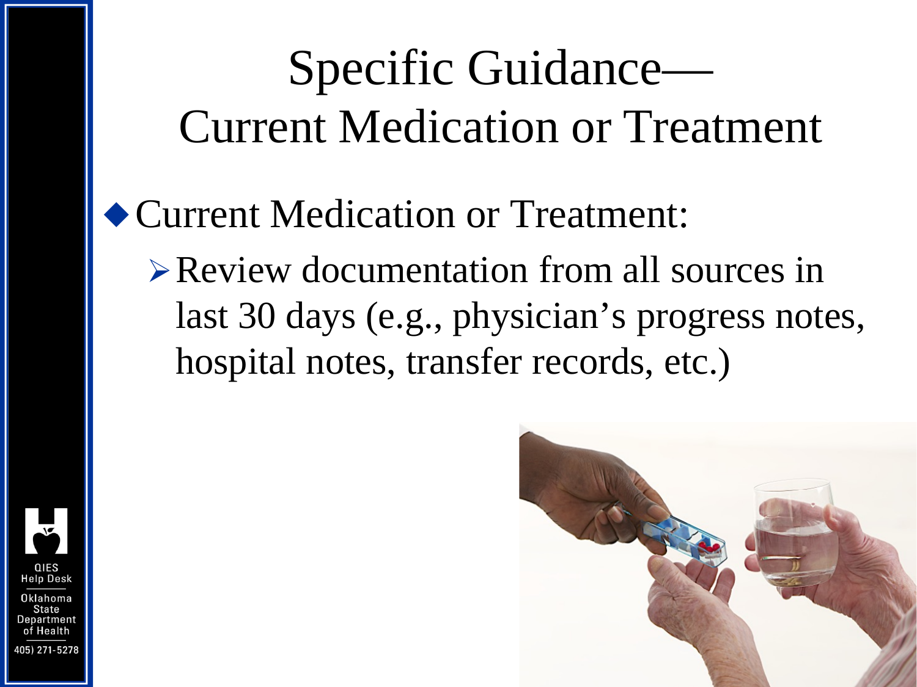# Specific Guidance—Current Medication or Treatment

- Current Medication or Treatment:
  - Review documentation from all sources in last 30 days (e.g., physician's progress notes, hospital notes, transfer records, etc.)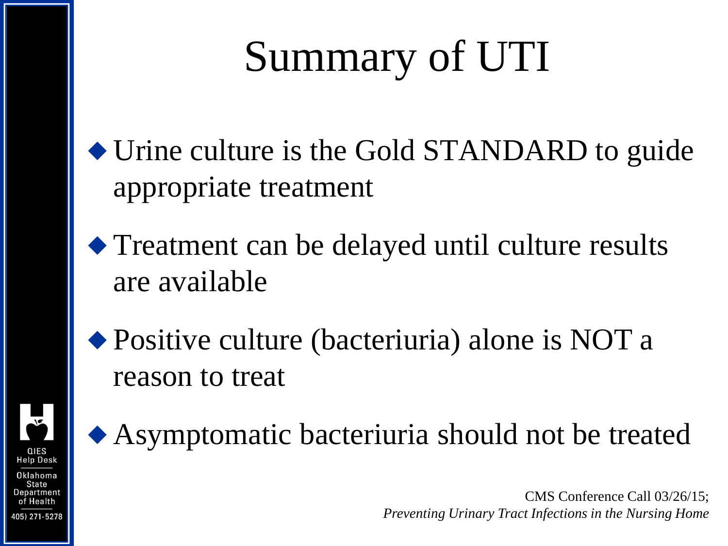# Summary of UTI

- Urine culture is the Gold STANDARD to guide appropriate treatment
- Treatment can be delayed until culture results are available
- Positive culture (bacteriuria) alone is NOT a reason to treat
- Asymptomatic bacteriuria should not be treated

CMS Conference Call 03/26/15;
*Preventing Urinary Tract Infections in the Nursing Home*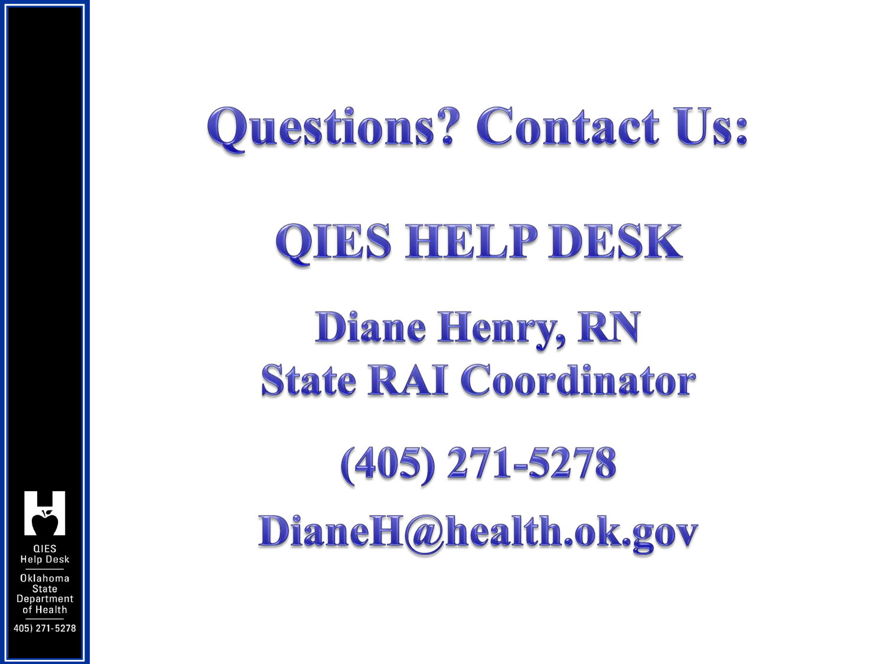# Questions? Contact Us:

## QIES HELP DESK

**Diane Henry, RN**
**State RAI Coordinator**

**(405) 271-5278**

**DianeH@health.ok.gov**

QIES
Help Desk

Oklahoma
State
Department
of Health

405) 271-5278